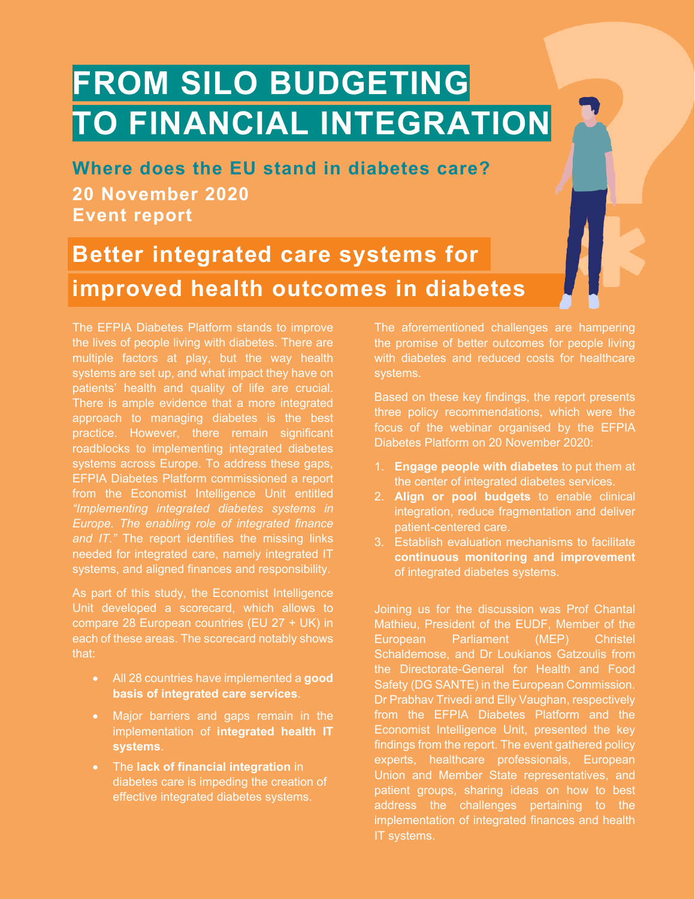# FROM SILO BUDGETING TO FINANCIAL INTEGRATION

**Where does the EU stand in diabetes care?**

**20 November 2020**

**Event report**

## Better integrated care systems for improved health outcomes in diabetes

The EFPIA Diabetes Platform stands to improve the lives of people living with diabetes. There are multiple factors at play, but the way health systems are set up, and what impact they have on patients' health and quality of life are crucial. There is ample evidence that a more integrated approach to managing diabetes is the best practice. However, there remain significant roadblocks to implementing integrated diabetes systems across Europe. To address these gaps, EFPIA Diabetes Platform commissioned a report from the Economist Intelligence Unit entitled *"Implementing integrated diabetes systems in Europe. The enabling role of integrated finance and IT."* The report identifies the missing links needed for integrated care, namely integrated IT systems, and aligned finances and responsibility.

As part of this study, the Economist Intelligence Unit developed a scorecard, which allows to compare 28 European countries (EU 27 + UK) in each of these areas. The scorecard notably shows that:

- All 28 countries have implemented a **good basis of integrated care services**.
- Major barriers and gaps remain in the implementation of **integrated health IT systems**.
- The **lack of financial integration** in diabetes care is impeding the creation of effective integrated diabetes systems.

The aforementioned challenges are hampering the promise of better outcomes for people living with diabetes and reduced costs for healthcare systems.

Based on these key findings, the report presents three policy recommendations, which were the focus of the webinar organised by the EFPIA Diabetes Platform on 20 November 2020:

1. **Engage people with diabetes** to put them at the center of integrated diabetes services.
2. **Align or pool budgets** to enable clinical integration, reduce fragmentation and deliver patient-centered care.
3. Establish evaluation mechanisms to facilitate **continuous monitoring and improvement** of integrated diabetes systems.

Joining us for the discussion was Prof Chantal Mathieu, President of the EUDF, Member of the European Parliament (MEP) Christel Schaldemose, and Dr Loukianos Gatzoulis from the Directorate-General for Health and Food Safety (DG SANTE) in the European Commission. Dr Prabhav Trivedi and Elly Vaughan, respectively from the EFPIA Diabetes Platform and the Economist Intelligence Unit, presented the key findings from the report. The event gathered policy experts, healthcare professionals, European Union and Member State representatives, and patient groups, sharing ideas on how to best address the challenges pertaining to the implementation of integrated finances and health IT systems.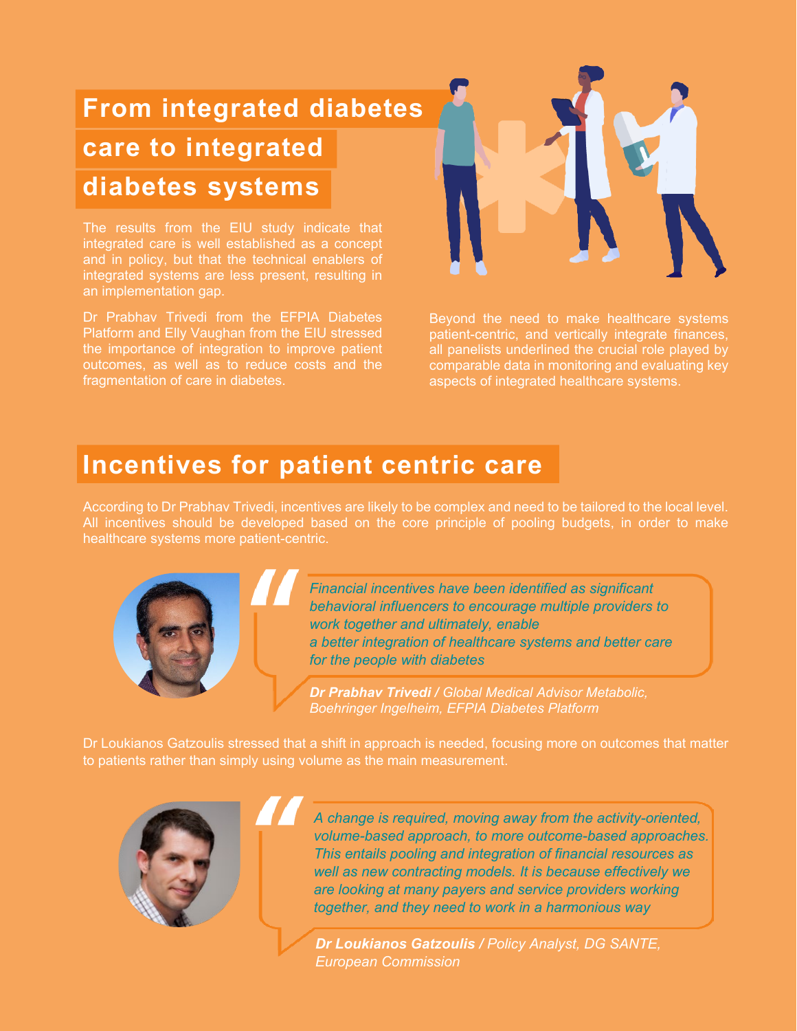## From integrated diabetes care to integrated diabetes systems

The results from the EIU study indicate that integrated care is well established as a concept and in policy, but that the technical enablers of integrated systems are less present, resulting in an implementation gap.

Dr Prabhav Trivedi from the EFPIA Diabetes Platform and Elly Vaughan from the EIU stressed the importance of integration to improve patient outcomes, as well as to reduce costs and the fragmentation of care in diabetes.

Beyond the need to make healthcare systems patient-centric, and vertically integrate finances, all panelists underlined the crucial role played by comparable data in monitoring and evaluating key aspects of integrated healthcare systems.

## Incentives for patient centric care

According to Dr Prabhav Trivedi, incentives are likely to be complex and need to be tailored to the local level. All incentives should be developed based on the core principle of pooling budgets, in order to make healthcare systems more patient-centric.

> *Financial incentives have been identified as significant behavioral influencers to encourage multiple providers to work together and ultimately, enable a better integration of healthcare systems and better care for the people with diabetes*
>
> ***Dr Prabhav Trivedi** / Global Medical Advisor Metabolic, Boehringer Ingelheim, EFPIA Diabetes Platform*

Dr Loukianos Gatzoulis stressed that a shift in approach is needed, focusing more on outcomes that matter to patients rather than simply using volume as the main measurement.

> *A change is required, moving away from the activity-oriented, volume-based approach, to more outcome-based approaches. This entails pooling and integration of financial resources as well as new contracting models. It is because effectively we are looking at many payers and service providers working together, and they need to work in a harmonious way*
>
> ***Dr Loukianos Gatzoulis** / Policy Analyst, DG SANTE, European Commission*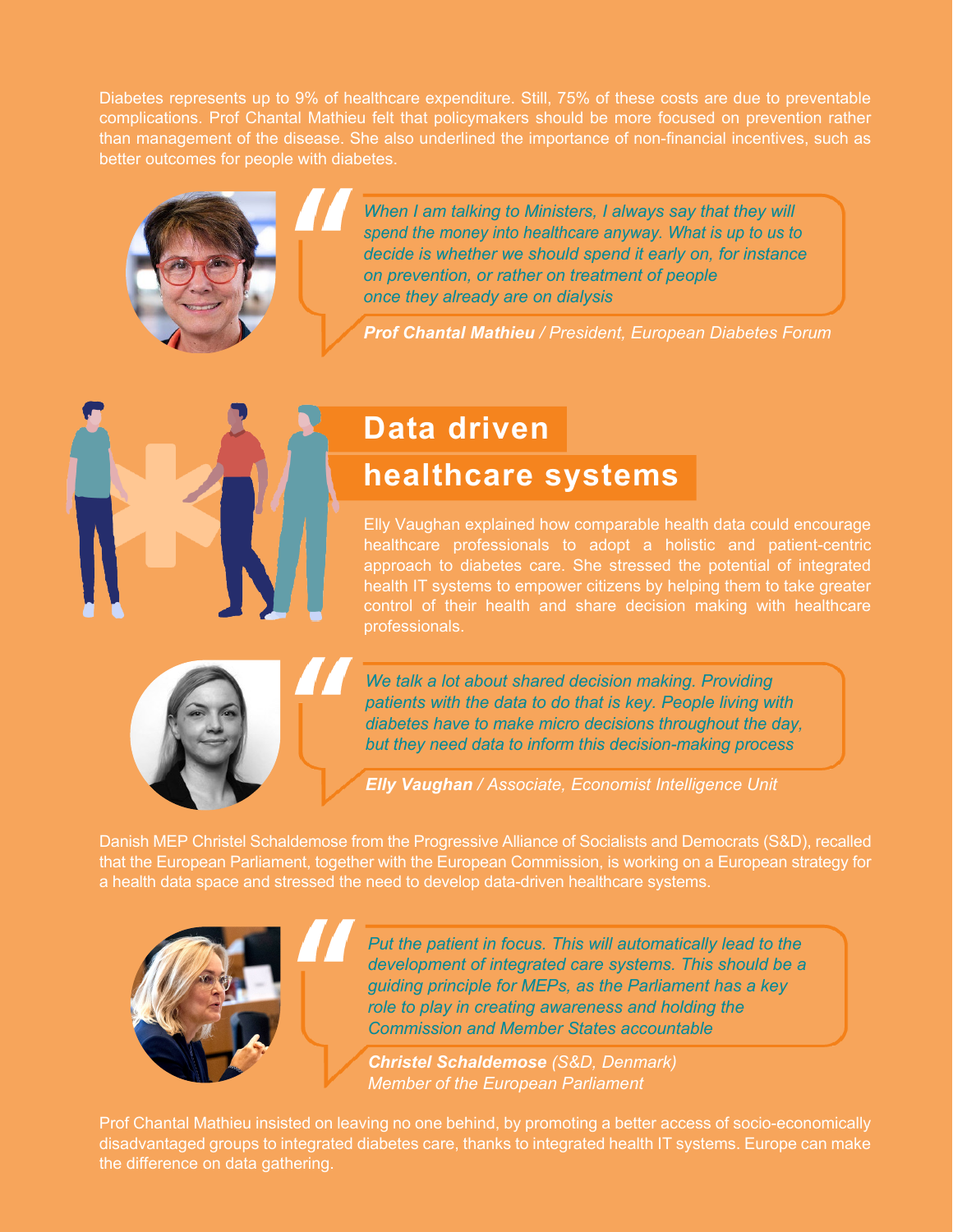Diabetes represents up to 9% of healthcare expenditure. Still, 75% of these costs are due to preventable complications. Prof Chantal Mathieu felt that policymakers should be more focused on prevention rather than management of the disease. She also underlined the importance of non-financial incentives, such as better outcomes for people with diabetes.

> *When I am talking to Ministers, I always say that they will spend the money into healthcare anyway. What is up to us to decide is whether we should spend it early on, for instance on prevention, or rather on treatment of people once they already are on dialysis*
>
> ***Prof Chantal Mathieu** / President, European Diabetes Forum*

## Data driven healthcare systems

Elly Vaughan explained how comparable health data could encourage healthcare professionals to adopt a holistic and patient-centric approach to diabetes care. She stressed the potential of integrated health IT systems to empower citizens by helping them to take greater control of their health and share decision making with healthcare professionals.

> *We talk a lot about shared decision making. Providing patients with the data to do that is key. People living with diabetes have to make micro decisions throughout the day, but they need data to inform this decision-making process*
>
> ***Elly Vaughan** / Associate, Economist Intelligence Unit*

Danish MEP Christel Schaldemose from the Progressive Alliance of Socialists and Democrats (S&D), recalled that the European Parliament, together with the European Commission, is working on a European strategy for a health data space and stressed the need to develop data-driven healthcare systems.

> *Put the patient in focus. This will automatically lead to the development of integrated care systems. This should be a guiding principle for MEPs, as the Parliament has a key role to play in creating awareness and holding the Commission and Member States accountable*
>
> ***Christel Schaldemose** (S&D, Denmark)*
> *Member of the European Parliament*

Prof Chantal Mathieu insisted on leaving no one behind, by promoting a better access of socio-economically disadvantaged groups to integrated diabetes care, thanks to integrated health IT systems. Europe can make the difference on data gathering.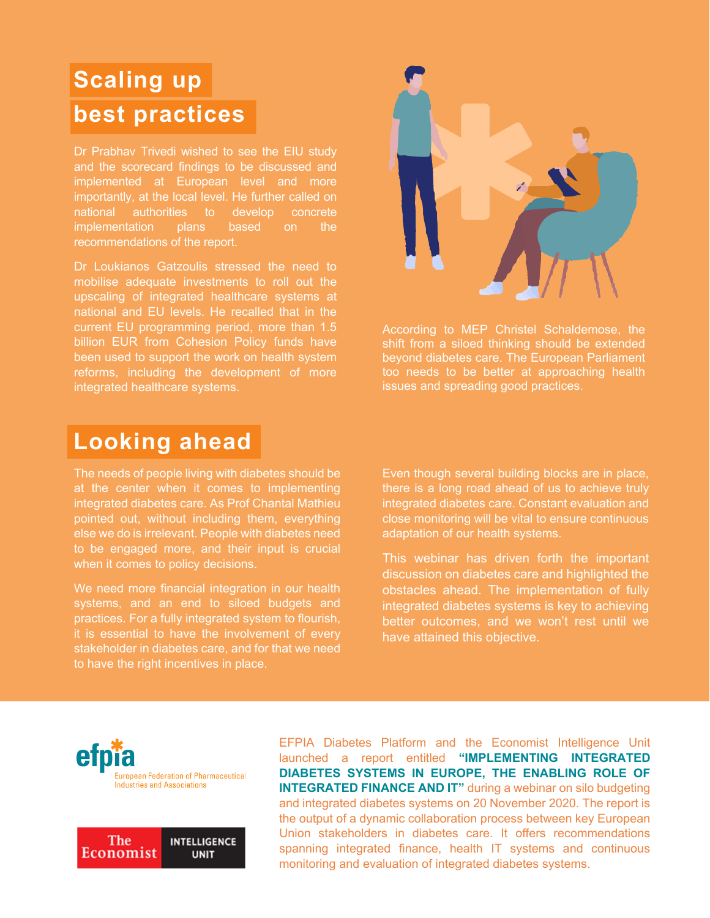## Scaling up best practices

Dr Prabhav Trivedi wished to see the EIU study and the scorecard findings to be discussed and implemented at European level and more importantly, at the local level. He further called on national authorities to develop concrete implementation plans based on the recommendations of the report.

Dr Loukianos Gatzoulis stressed the need to mobilise adequate investments to roll out the upscaling of integrated healthcare systems at national and EU levels. He recalled that in the current EU programming period, more than 1.5 billion EUR from Cohesion Policy funds have been used to support the work on health system reforms, including the development of more integrated healthcare systems.

According to MEP Christel Schaldemose, the shift from a siloed thinking should be extended beyond diabetes care. The European Parliament too needs to be better at approaching health issues and spreading good practices.

## Looking ahead

The needs of people living with diabetes should be at the center when it comes to implementing integrated diabetes care. As Prof Chantal Mathieu pointed out, without including them, everything else we do is irrelevant. People with diabetes need to be engaged more, and their input is crucial when it comes to policy decisions.

We need more financial integration in our health systems, and an end to siloed budgets and practices. For a fully integrated system to flourish, it is essential to have the involvement of every stakeholder in diabetes care, and for that we need to have the right incentives in place.

Even though several building blocks are in place, there is a long road ahead of us to achieve truly integrated diabetes care. Constant evaluation and close monitoring will be vital to ensure continuous adaptation of our health systems.

This webinar has driven forth the important discussion on diabetes care and highlighted the obstacles ahead. The implementation of fully integrated diabetes systems is key to achieving better outcomes, and we won't rest until we have attained this objective.

efpia European Federation of Pharmaceutical Industries and Associations

The Economist INTELLIGENCE UNIT

EFPIA Diabetes Platform and the Economist Intelligence Unit launched a report entitled **"IMPLEMENTING INTEGRATED DIABETES SYSTEMS IN EUROPE, THE ENABLING ROLE OF INTEGRATED FINANCE AND IT"** during a webinar on silo budgeting and integrated diabetes systems on 20 November 2020. The report is the output of a dynamic collaboration process between key European Union stakeholders in diabetes care. It offers recommendations spanning integrated finance, health IT systems and continuous monitoring and evaluation of integrated diabetes systems.